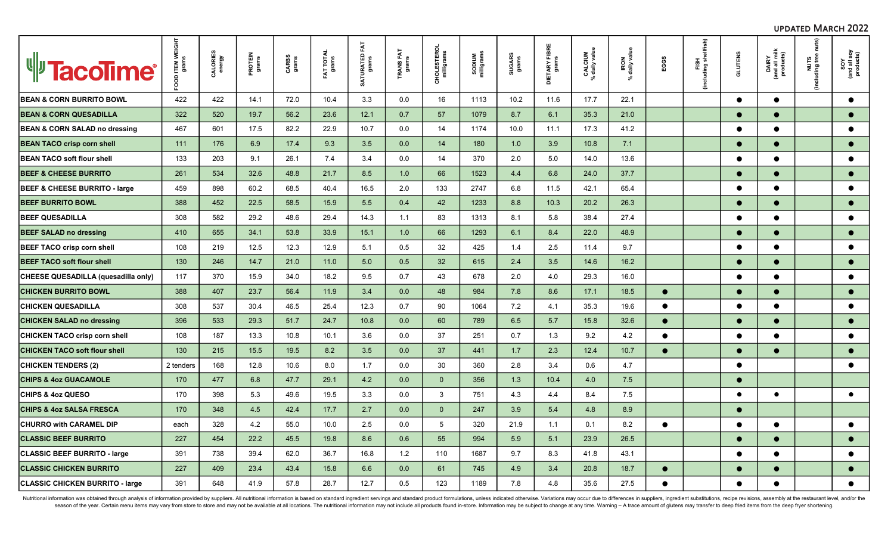UPDATED MARCH 2022

| TacoTime | FOOD ITEM WEIGHT grams | CALORIES energy | PROTEIN grams | CARBS grams | FAT TOTAL grams | SATURATED FAT grams | TRANS FAT grams | CHOLESTEROL milligrams | SODIUM milligrams | SUGARS grams | DIETARY FIBRE grams | CALCIUM % daily value | IRON % daily value | EGGS | FISH (including shellfish) | GLUTENS | DAIRY (and all milk products) | NUTS (including tree nuts) | SOY (and all soy products) |
|---|---|---|---|---|---|---|---|---|---|---|---|---|---|---|---|---|---|---|---|
| BEAN & CORN BURRITO BOWL | 422 | 422 | 14.1 | 72.0 | 10.4 | 3.3 | 0.0 | 16 | 1113 | 10.2 | 11.6 | 17.7 | 22.1 | | | ● | ● | | ● |
| BEAN & CORN QUESADILLA | 322 | 520 | 19.7 | 56.2 | 23.6 | 12.1 | 0.7 | 57 | 1079 | 8.7 | 6.1 | 35.3 | 21.0 | | | ● | ● | | ● |
| BEAN & CORN SALAD no dressing | 467 | 601 | 17.5 | 82.2 | 22.9 | 10.7 | 0.0 | 14 | 1174 | 10.0 | 11.1 | 17.3 | 41.2 | | | ● | ● | | ● |
| BEAN TACO crisp corn shell | 111 | 176 | 6.9 | 17.4 | 9.3 | 3.5 | 0.0 | 14 | 180 | 1.0 | 3.9 | 10.8 | 7.1 | | | ● | ● | | ● |
| BEAN TACO soft flour shell | 133 | 203 | 9.1 | 26.1 | 7.4 | 3.4 | 0.0 | 14 | 370 | 2.0 | 5.0 | 14.0 | 13.6 | | | ● | ● | | ● |
| BEEF & CHEESE BURRITO | 261 | 534 | 32.6 | 48.8 | 21.7 | 8.5 | 1.0 | 66 | 1523 | 4.4 | 6.8 | 24.0 | 37.7 | | | ● | ● | | ● |
| BEEF & CHEESE BURRITO - large | 459 | 898 | 60.2 | 68.5 | 40.4 | 16.5 | 2.0 | 133 | 2747 | 6.8 | 11.5 | 42.1 | 65.4 | | | ● | ● | | ● |
| BEEF BURRITO BOWL | 388 | 452 | 22.5 | 58.5 | 15.9 | 5.5 | 0.4 | 42 | 1233 | 8.8 | 10.3 | 20.2 | 26.3 | | | ● | ● | | ● |
| BEEF QUESADILLA | 308 | 582 | 29.2 | 48.6 | 29.4 | 14.3 | 1.1 | 83 | 1313 | 8.1 | 5.8 | 38.4 | 27.4 | | | ● | ● | | ● |
| BEEF SALAD no dressing | 410 | 655 | 34.1 | 53.8 | 33.9 | 15.1 | 1.0 | 66 | 1293 | 6.1 | 8.4 | 22.0 | 48.9 | | | ● | ● | | ● |
| BEEF TACO crisp corn shell | 108 | 219 | 12.5 | 12.3 | 12.9 | 5.1 | 0.5 | 32 | 425 | 1.4 | 2.5 | 11.4 | 9.7 | | | ● | ● | | ● |
| BEEF TACO soft flour shell | 130 | 246 | 14.7 | 21.0 | 11.0 | 5.0 | 0.5 | 32 | 615 | 2.4 | 3.5 | 14.6 | 16.2 | | | ● | ● | | ● |
| CHEESE QUESADILLA (quesadilla only) | 117 | 370 | 15.9 | 34.0 | 18.2 | 9.5 | 0.7 | 43 | 678 | 2.0 | 4.0 | 29.3 | 16.0 | | | ● | ● | | ● |
| CHICKEN BURRITO BOWL | 388 | 407 | 23.7 | 56.4 | 11.9 | 3.4 | 0.0 | 48 | 984 | 7.8 | 8.6 | 17.1 | 18.5 | ● | | ● | ● | | ● |
| CHICKEN QUESADILLA | 308 | 537 | 30.4 | 46.5 | 25.4 | 12.3 | 0.7 | 90 | 1064 | 7.2 | 4.1 | 35.3 | 19.6 | ● | | ● | ● | | ● |
| CHICKEN SALAD no dressing | 396 | 533 | 29.3 | 51.7 | 24.7 | 10.8 | 0.0 | 60 | 789 | 6.5 | 5.7 | 15.8 | 32.6 | ● | | ● | ● | | ● |
| CHICKEN TACO crisp corn shell | 108 | 187 | 13.3 | 10.8 | 10.1 | 3.6 | 0.0 | 37 | 251 | 0.7 | 1.3 | 9.2 | 4.2 | ● | | ● | ● | | ● |
| CHICKEN TACO soft flour shell | 130 | 215 | 15.5 | 19.5 | 8.2 | 3.5 | 0.0 | 37 | 441 | 1.7 | 2.3 | 12.4 | 10.7 | ● | | ● | ● | | ● |
| CHICKEN TENDERS (2) | 2 tenders | 168 | 12.8 | 10.6 | 8.0 | 1.7 | 0.0 | 30 | 360 | 2.8 | 3.4 | 0.6 | 4.7 | | | ● | | | ● |
| CHIPS & 4oz GUACAMOLE | 170 | 477 | 6.8 | 47.7 | 29.1 | 4.2 | 0.0 | 0 | 356 | 1.3 | 10.4 | 4.0 | 7.5 | | | ● | | | |
| CHIPS & 4oz QUESO | 170 | 398 | 5.3 | 49.6 | 19.5 | 3.3 | 0.0 | 3 | 751 | 4.3 | 4.4 | 8.4 | 7.5 | | | ● | ● | | ● |
| CHIPS & 4oz SALSA FRESCA | 170 | 348 | 4.5 | 42.4 | 17.7 | 2.7 | 0.0 | 0 | 247 | 3.9 | 5.4 | 4.8 | 8.9 | | | ● | | | |
| CHURRO with CARAMEL DIP | each | 328 | 4.2 | 55.0 | 10.0 | 2.5 | 0.0 | 5 | 320 | 21.9 | 1.1 | 0.1 | 8.2 | ● | | ● | ● | | ● |
| CLASSIC BEEF BURRITO | 227 | 454 | 22.2 | 45.5 | 19.8 | 8.6 | 0.6 | 55 | 994 | 5.9 | 5.1 | 23.9 | 26.5 | | | ● | ● | | ● |
| CLASSIC BEEF BURRITO - large | 391 | 738 | 39.4 | 62.0 | 36.7 | 16.8 | 1.2 | 110 | 1687 | 9.7 | 8.3 | 41.8 | 43.1 | | | ● | ● | | ● |
| CLASSIC CHICKEN BURRITO | 227 | 409 | 23.4 | 43.4 | 15.8 | 6.6 | 0.0 | 61 | 745 | 4.9 | 3.4 | 20.8 | 18.7 | ● | | ● | ● | | ● |
| CLASSIC CHICKEN BURRITO - large | 391 | 648 | 41.9 | 57.8 | 28.7 | 12.7 | 0.5 | 123 | 1189 | 7.8 | 4.8 | 35.6 | 27.5 | ● | | ● | ● | | ● |

Nutritional information was obtained through analysis of information provided by suppliers. All nutritional information is based on standard ingredient servings and standard product formulations, unless indicated otherwise. Variations may occur due to differences in suppliers, ingredient substitutions, recipe revisions, assembly at the restaurant level, and/or the season of the year. Certain menu items may vary from store to store and may not be available at all locations. The nutritional information may not include all products found in-store. Information may be subject to change at any time. Warning – A trace amount of glutens may transfer to deep fried items from the deep fryer shortening.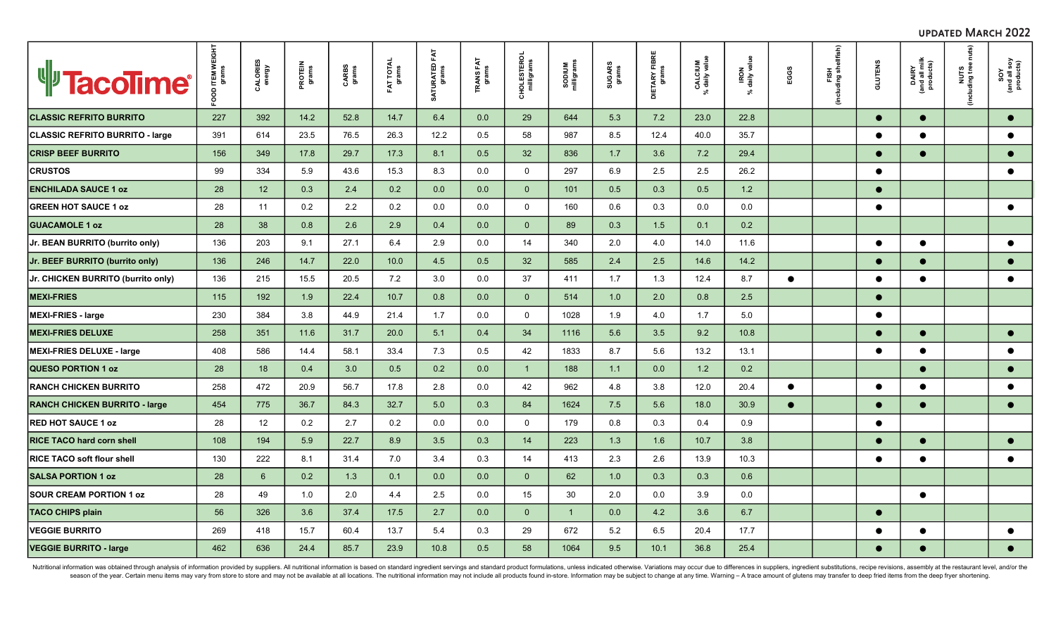UPDATED MARCH 2022

| TacoTime | FOOD ITEM WEIGHT grams | CALORIES energy | PROTEIN grams | CARBS grams | FAT TOTAL grams | SATURATED FAT grams | TRANS FAT grams | CHOLESTEROL milligrams | SODIUM milligrams | SUGARS grams | DIETARY FIBRE grams | CALCIUM % daily value | IRON % daily value | EGGS | FISH (including shellfish) | GLUTENS | DAIRY (and all milk products) | NUTS (including tree nuts) | SOY (and all soy products) |
|---|---|---|---|---|---|---|---|---|---|---|---|---|---|---|---|---|---|---|---|
| CLASSIC REFRITO BURRITO | 227 | 392 | 14.2 | 52.8 | 14.7 | 6.4 | 0.0 | 29 | 644 | 5.3 | 7.2 | 23.0 | 22.8 | | | ● | ● | | ● |
| CLASSIC REFRITO BURRITO - large | 391 | 614 | 23.5 | 76.5 | 26.3 | 12.2 | 0.5 | 58 | 987 | 8.5 | 12.4 | 40.0 | 35.7 | | | ● | ● | | ● |
| CRISP BEEF BURRITO | 156 | 349 | 17.8 | 29.7 | 17.3 | 8.1 | 0.5 | 32 | 836 | 1.7 | 3.6 | 7.2 | 29.4 | | | ● | ● | | ● |
| CRUSTOS | 99 | 334 | 5.9 | 43.6 | 15.3 | 8.3 | 0.0 | 0 | 297 | 6.9 | 2.5 | 2.5 | 26.2 | | | ● | | | ● |
| ENCHILADA SAUCE 1 oz | 28 | 12 | 0.3 | 2.4 | 0.2 | 0.0 | 0.0 | 0 | 101 | 0.5 | 0.3 | 0.5 | 1.2 | | | ● | | | |
| GREEN HOT SAUCE 1 oz | 28 | 11 | 0.2 | 2.2 | 0.2 | 0.0 | 0.0 | 0 | 160 | 0.6 | 0.3 | 0.0 | 0.0 | | | ● | | | ● |
| GUACAMOLE 1 oz | 28 | 38 | 0.8 | 2.6 | 2.9 | 0.4 | 0.0 | 0 | 89 | 0.3 | 1.5 | 0.1 | 0.2 | | | | | | |
| Jr. BEAN BURRITO (burrito only) | 136 | 203 | 9.1 | 27.1 | 6.4 | 2.9 | 0.0 | 14 | 340 | 2.0 | 4.0 | 14.0 | 11.6 | | | ● | ● | | ● |
| Jr. BEEF BURRITO (burrito only) | 136 | 246 | 14.7 | 22.0 | 10.0 | 4.5 | 0.5 | 32 | 585 | 2.4 | 2.5 | 14.6 | 14.2 | | | ● | ● | | ● |
| Jr. CHICKEN BURRITO (burrito only) | 136 | 215 | 15.5 | 20.5 | 7.2 | 3.0 | 0.0 | 37 | 411 | 1.7 | 1.3 | 12.4 | 8.7 | ● | | ● | ● | | ● |
| MEXI-FRIES | 115 | 192 | 1.9 | 22.4 | 10.7 | 0.8 | 0.0 | 0 | 514 | 1.0 | 2.0 | 0.8 | 2.5 | | | ● | | | |
| MEXI-FRIES - large | 230 | 384 | 3.8 | 44.9 | 21.4 | 1.7 | 0.0 | 0 | 1028 | 1.9 | 4.0 | 1.7 | 5.0 | | | ● | | | |
| MEXI-FRIES DELUXE | 258 | 351 | 11.6 | 31.7 | 20.0 | 5.1 | 0.4 | 34 | 1116 | 5.6 | 3.5 | 9.2 | 10.8 | | | ● | ● | | ● |
| MEXI-FRIES DELUXE - large | 408 | 586 | 14.4 | 58.1 | 33.4 | 7.3 | 0.5 | 42 | 1833 | 8.7 | 5.6 | 13.2 | 13.1 | | | ● | ● | | ● |
| QUESO PORTION 1 oz | 28 | 18 | 0.4 | 3.0 | 0.5 | 0.2 | 0.0 | 1 | 188 | 1.1 | 0.0 | 1.2 | 0.2 | | | | ● | | ● |
| RANCH CHICKEN BURRITO | 258 | 472 | 20.9 | 56.7 | 17.8 | 2.8 | 0.0 | 42 | 962 | 4.8 | 3.8 | 12.0 | 20.4 | ● | | ● | ● | | ● |
| RANCH CHICKEN BURRITO - large | 454 | 775 | 36.7 | 84.3 | 32.7 | 5.0 | 0.3 | 84 | 1624 | 7.5 | 5.6 | 18.0 | 30.9 | ● | | ● | ● | | ● |
| RED HOT SAUCE 1 oz | 28 | 12 | 0.2 | 2.7 | 0.2 | 0.0 | 0.0 | 0 | 179 | 0.8 | 0.3 | 0.4 | 0.9 | | | ● | | | |
| RICE TACO hard corn shell | 108 | 194 | 5.9 | 22.7 | 8.9 | 3.5 | 0.3 | 14 | 223 | 1.3 | 1.6 | 10.7 | 3.8 | | | ● | ● | | ● |
| RICE TACO soft flour shell | 130 | 222 | 8.1 | 31.4 | 7.0 | 3.4 | 0.3 | 14 | 413 | 2.3 | 2.6 | 13.9 | 10.3 | | | ● | ● | | ● |
| SALSA PORTION 1 oz | 28 | 6 | 0.2 | 1.3 | 0.1 | 0.0 | 0.0 | 0 | 62 | 1.0 | 0.3 | 0.3 | 0.6 | | | | | | |
| SOUR CREAM PORTION 1 oz | 28 | 49 | 1.0 | 2.0 | 4.4 | 2.5 | 0.0 | 15 | 30 | 2.0 | 0.0 | 3.9 | 0.0 | | | | ● | | |
| TACO CHIPS plain | 56 | 326 | 3.6 | 37.4 | 17.5 | 2.7 | 0.0 | 0 | 1 | 0.0 | 4.2 | 3.6 | 6.7 | | | ● | | | |
| VEGGIE BURRITO | 269 | 418 | 15.7 | 60.4 | 13.7 | 5.4 | 0.3 | 29 | 672 | 5.2 | 6.5 | 20.4 | 17.7 | | | ● | ● | | ● |
| VEGGIE BURRITO - large | 462 | 636 | 24.4 | 85.7 | 23.9 | 10.8 | 0.5 | 58 | 1064 | 9.5 | 10.1 | 36.8 | 25.4 | | | ● | ● | | ● |

Nutritional information was obtained through analysis of information provided by suppliers. All nutritional information is based on standard ingredient servings and standard product formulations, unless indicated otherwise. Variations may occur due to differences in suppliers, ingredient substitutions, recipe revisions, assembly at the restaurant level, and/or the season of the year. Certain menu items may vary from store to store and may not be available at all locations. The nutritional information may not include all products found in-store. Information may be subject to change at any time. Warning – A trace amount of glutens may transfer to deep fried items from the deep fryer shortening.